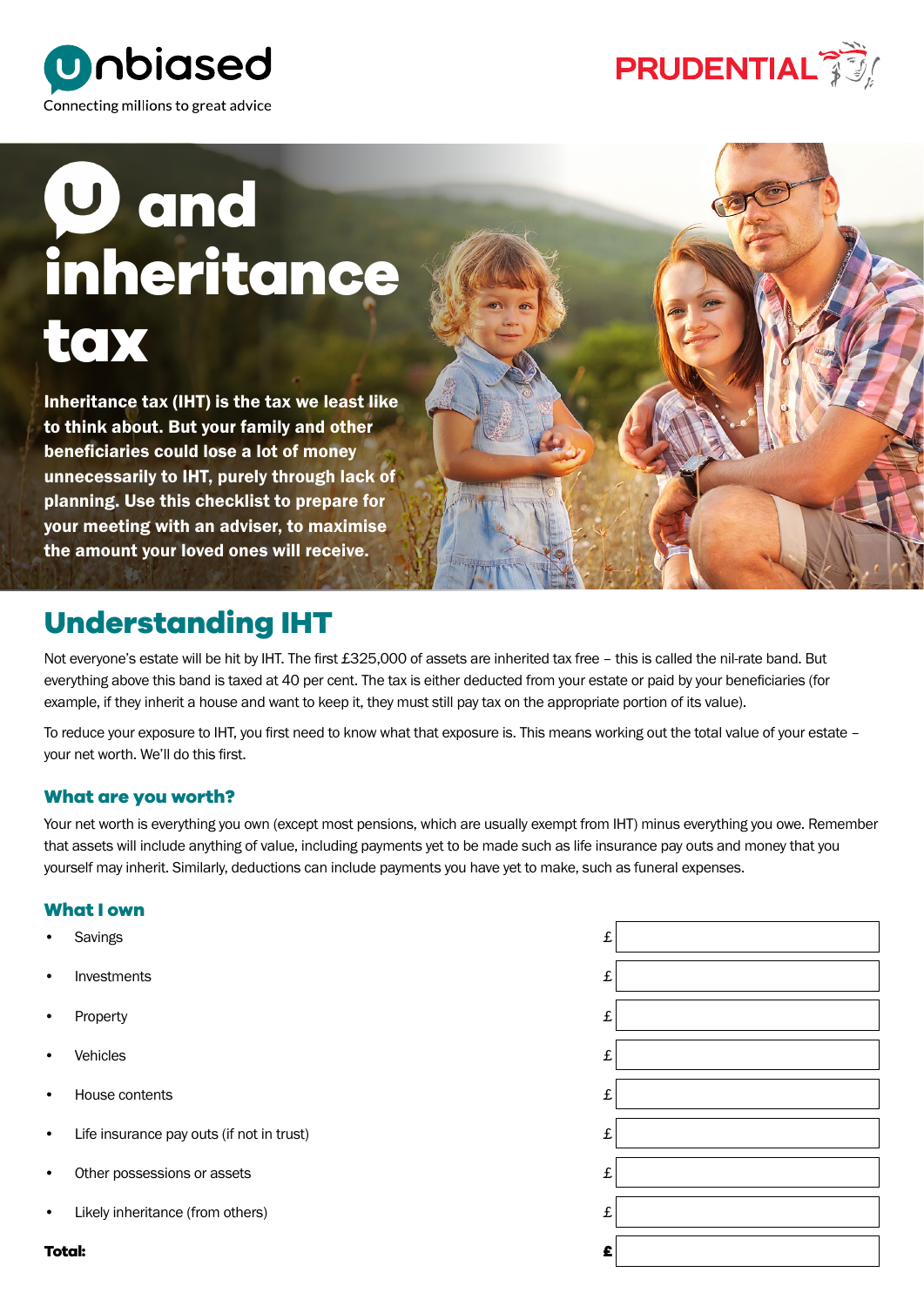unbiased
Connecting millions to great advice

PRUDENTIAL

# U and inheritance tax

**Inheritance tax (IHT) is the tax we least like to think about. But your family and other beneficiaries could lose a lot of money unnecessarily to IHT, purely through lack of planning. Use this checklist to prepare for your meeting with an adviser, to maximise the amount your loved ones will receive.**

## Understanding IHT

Not everyone's estate will be hit by IHT. The first £325,000 of assets are inherited tax free – this is called the nil-rate band. But everything above this band is taxed at 40 per cent. The tax is either deducted from your estate or paid by your beneficiaries (for example, if they inherit a house and want to keep it, they must still pay tax on the appropriate portion of its value).

To reduce your exposure to IHT, you first need to know what that exposure is. This means working out the total value of your estate – your net worth. We'll do this first.

### What are you worth?

Your net worth is everything you own (except most pensions, which are usually exempt from IHT) minus everything you owe. Remember that assets will include anything of value, including payments yet to be made such as life insurance pay outs and money that you yourself may inherit. Similarly, deductions can include payments you have yet to make, such as funeral expenses.

### What I own

| Item | £ |
|---|---|
| Savings | £ |
| Investments | £ |
| Property | £ |
| Vehicles | £ |
| House contents | £ |
| Life insurance pay outs (if not in trust) | £ |
| Other possessions or assets | £ |
| Likely inheritance (from others) | £ |
| **Total:** | **£** |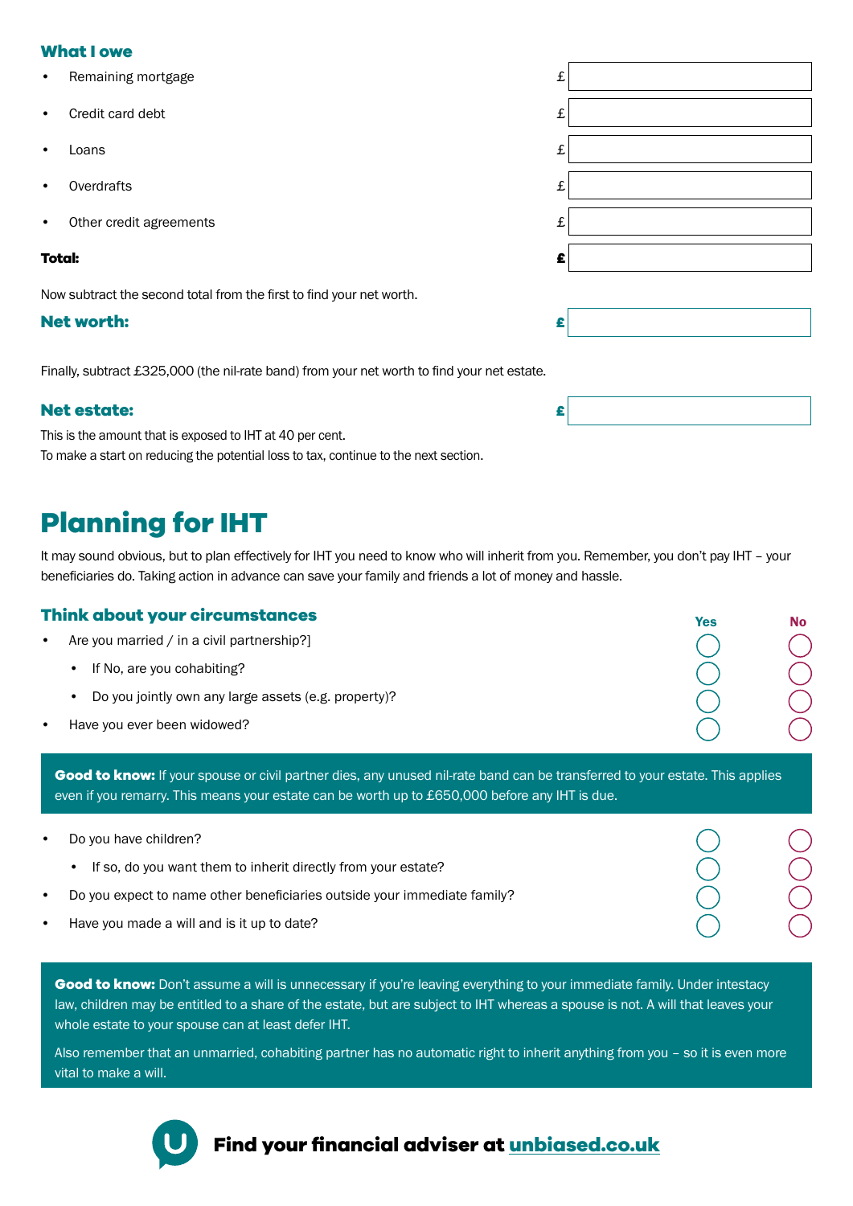### What I owe

| | |
|---|---|
| • Remaining mortgage | £ |
| • Credit card debt | £ |
| • Loans | £ |
| • Overdrafts | £ |
| • Other credit agreements | £ |
| **Total:** | **£** |

Now subtract the second total from the first to find your net worth.

### Net worth: £

Finally, subtract £325,000 (the nil-rate band) from your net worth to find your net estate.

### Net estate: £

This is the amount that is exposed to IHT at 40 per cent.
To make a start on reducing the potential loss to tax, continue to the next section.

## Planning for IHT

It may sound obvious, but to plan effectively for IHT you need to know who will inherit from you. Remember, you don't pay IHT – your beneficiaries do. Taking action in advance can save your family and friends a lot of money and hassle.

### Think about your circumstances

| | Yes | No |
|---|---|---|
| • Are you married / in a civil partnership?] | ○ | ○ |
| &nbsp;&nbsp;&nbsp;• If No, are you cohabiting? | ○ | ○ |
| &nbsp;&nbsp;&nbsp;• Do you jointly own any large assets (e.g. property)? | ○ | ○ |
| • Have you ever been widowed? | ○ | ○ |

**Good to know:** If your spouse or civil partner dies, any unused nil-rate band can be transferred to your estate. This applies even if you remarry. This means your estate can be worth up to £650,000 before any IHT is due.

| | Yes | No |
|---|---|---|
| • Do you have children? | ○ | ○ |
| &nbsp;&nbsp;&nbsp;• If so, do you want them to inherit directly from your estate? | ○ | ○ |
| • Do you expect to name other beneficiaries outside your immediate family? | ○ | ○ |
| • Have you made a will and is it up to date? | ○ | ○ |

**Good to know:** Don't assume a will is unnecessary if you're leaving everything to your immediate family. Under intestacy law, children may be entitled to a share of the estate, but are subject to IHT whereas a spouse is not. A will that leaves your whole estate to your spouse can at least defer IHT.

Also remember that an unmarried, cohabiting partner has no automatic right to inherit anything from you – so it is even more vital to make a will.

**Find your financial adviser at unbiased.co.uk**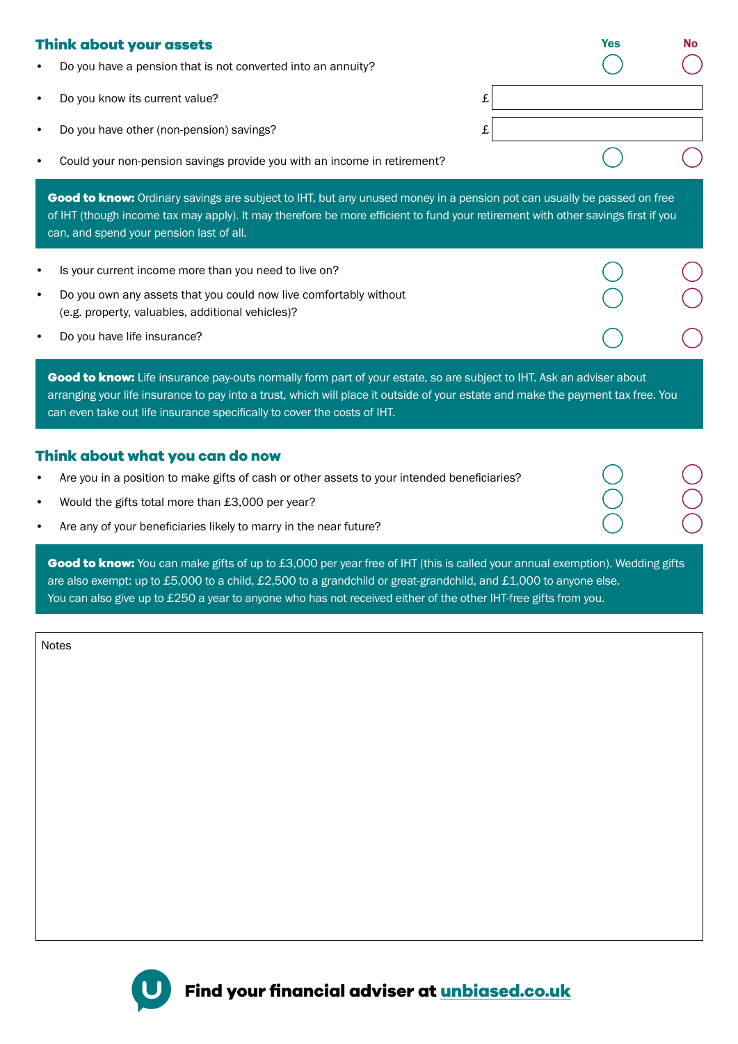## Think about your assets

| | Yes | No |
|---|---|---|
| Do you have a pension that is not converted into an annuity? | ◯ | ◯ |
| Do you know its current value? | £ | |
| Do you have other (non-pension) savings? | £ | |
| Could your non-pension savings provide you with an income in retirement? | ◯ | ◯ |

**Good to know:** Ordinary savings are subject to IHT, but any unused money in a pension pot can usually be passed on free of IHT (though income tax may apply). It may therefore be more efficient to fund your retirement with other savings first if you can, and spend your pension last of all.

| | Yes | No |
|---|---|---|
| Is your current income more than you need to live on? | ◯ | ◯ |
| Do you own any assets that you could now live comfortably without (e.g. property, valuables, additional vehicles)? | ◯ | ◯ |
| Do you have life insurance? | ◯ | ◯ |

**Good to know:** Life insurance pay-outs normally form part of your estate, so are subject to IHT. Ask an adviser about arranging your life insurance to pay into a trust, which will place it outside of your estate and make the payment tax free. You can even take out life insurance specifically to cover the costs of IHT.

## Think about what you can do now

| | Yes | No |
|---|---|---|
| Are you in a position to make gifts of cash or other assets to your intended beneficiaries? | ◯ | ◯ |
| Would the gifts total more than £3,000 per year? | ◯ | ◯ |
| Are any of your beneficiaries likely to marry in the near future? | ◯ | ◯ |

**Good to know:** You can make gifts of up to £3,000 per year free of IHT (this is called your annual exemption). Wedding gifts are also exempt: up to £5,000 to a child, £2,500 to a grandchild or great-grandchild, and £1,000 to anyone else. You can also give up to £250 a year to anyone who has not received either of the other IHT-free gifts from you.

Notes

**Find your financial adviser at unbiased.co.uk**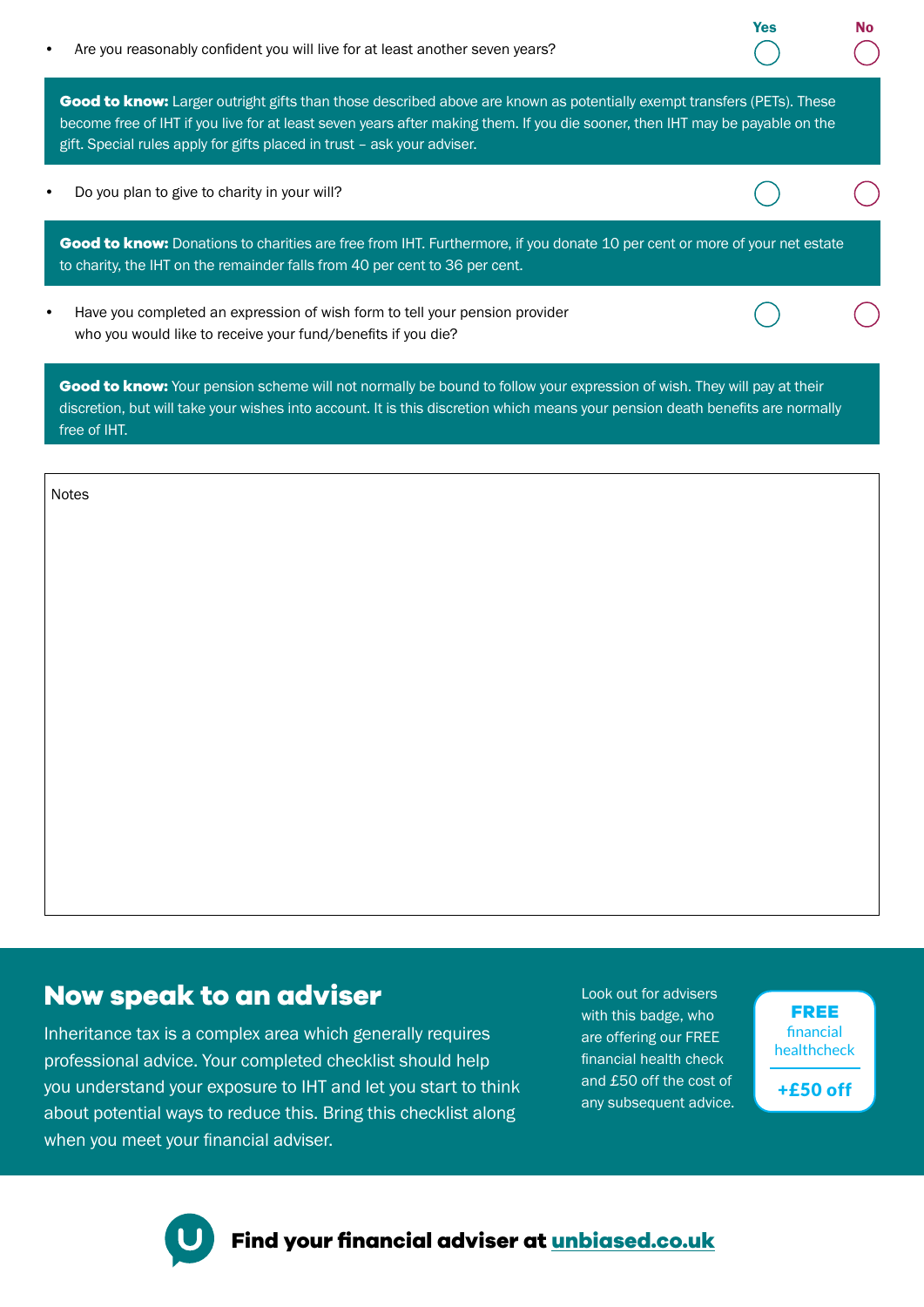| | Yes | No |
|---|---|---|
| • Are you reasonably confident you will live for at least another seven years? | ◯ | ◯ |

**Good to know:** Larger outright gifts than those described above are known as potentially exempt transfers (PETs). These become free of IHT if you live for at least seven years after making them. If you die sooner, then IHT may be payable on the gift. Special rules apply for gifts placed in trust – ask your adviser.

| | Yes | No |
|---|---|---|
| • Do you plan to give to charity in your will? | ◯ | ◯ |

**Good to know:** Donations to charities are free from IHT. Furthermore, if you donate 10 per cent or more of your net estate to charity, the IHT on the remainder falls from 40 per cent to 36 per cent.

| | Yes | No |
|---|---|---|
| • Have you completed an expression of wish form to tell your pension provider who you would like to receive your fund/benefits if you die? | ◯ | ◯ |

**Good to know:** Your pension scheme will not normally be bound to follow your expression of wish. They will pay at their discretion, but will take your wishes into account. It is this discretion which means your pension death benefits are normally free of IHT.

Notes

## Now speak to an adviser

Inheritance tax is a complex area which generally requires professional advice. Your completed checklist should help you understand your exposure to IHT and let you start to think about potential ways to reduce this. Bring this checklist along when you meet your financial adviser.

Look out for advisers with this badge, who are offering our FREE financial health check and £50 off the cost of any subsequent advice.

**FREE** financial healthcheck

**+£50 off**

**Find your financial adviser at unbiased.co.uk**